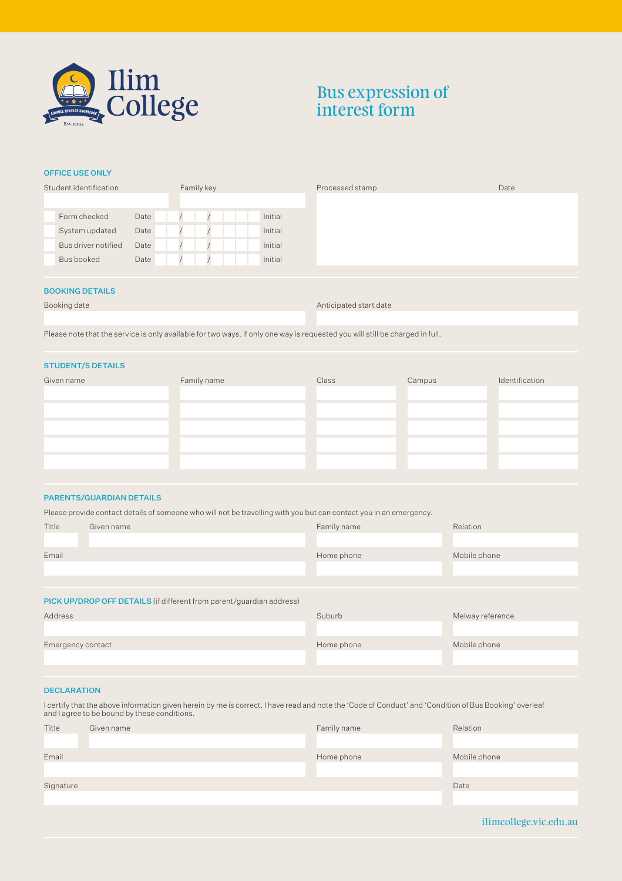# Ilim College

## Bus expression of interest form

### OFFICE USE ONLY

| Student identification | Family key | Processed stamp | Date |
|---|---|---|---|
| | | | |

| | | | |
|---|---|---|---|
| Form checked | Date / / | Initial | |
| System updated | Date / / | Initial | |
| Bus driver notified | Date / / | Initial | |
| Bus booked | Date / / | Initial | |

### BOOKING DETAILS

| Booking date | Anticipated start date |
|---|---|
| | |

Please note that the service is only available for two ways. If only one way is requested you will still be charged in full.

### STUDENT/S DETAILS

| Given name | Family name | Class | Campus | Identification |
|---|---|---|---|---|
| | | | | |
| | | | | |
| | | | | |
| | | | | |
| | | | | |

### PARENTS/GUARDIAN DETAILS

Please provide contact details of someone who will not be travelling with you but can contact you in an emergency.

| Title | Given name | Family name | Relation |
|---|---|---|---|
| | | | |

| Email | Home phone | Mobile phone |
|---|---|---|
| | | |

### PICK UP/DROP OFF DETAILS (if different from parent/guardian address)

| Address | Suburb | Melway reference |
|---|---|---|
| | | |

| Emergency contact | Home phone | Mobile phone |
|---|---|---|
| | | |

### DECLARATION

I certify that the above information given herein by me is correct. I have read and note the 'Code of Conduct' and 'Condition of Bus Booking' overleaf and I agree to be bound by these conditions.

| Title | Given name | Family name | Relation |
|---|---|---|---|
| | | | |

| Email | Home phone | Mobile phone |
|---|---|---|
| | | |

| Signature | Date |
|---|---|
| | |

ilimcollege.vic.edu.au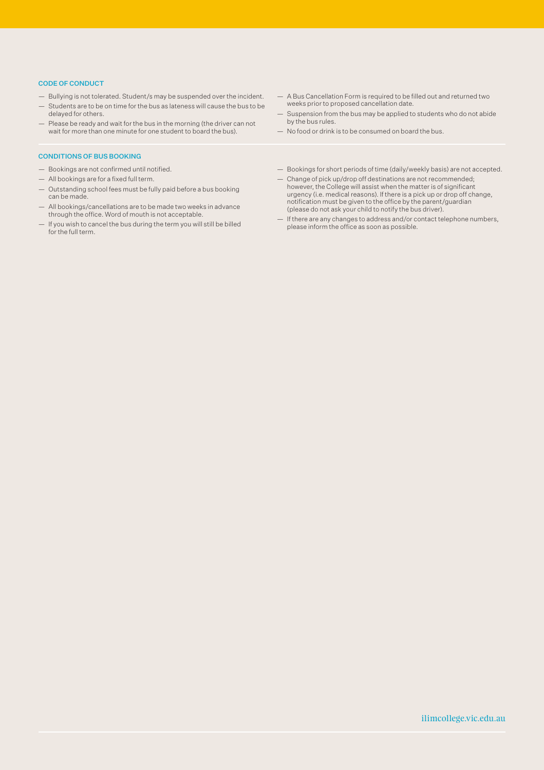## CODE OF CONDUCT

- Bullying is not tolerated. Student/s may be suspended over the incident.
- Students are to be on time for the bus as lateness will cause the bus to be delayed for others.
- Please be ready and wait for the bus in the morning (the driver can not wait for more than one minute for one student to board the bus).
- A Bus Cancellation Form is required to be filled out and returned two weeks prior to proposed cancellation date.
- Suspension from the bus may be applied to students who do not abide by the bus rules.
- No food or drink is to be consumed on board the bus.

## CONDITIONS OF BUS BOOKING

- Bookings are not confirmed until notified.
- All bookings are for a fixed full term.
- Outstanding school fees must be fully paid before a bus booking can be made.
- All bookings/cancellations are to be made two weeks in advance through the office. Word of mouth is not acceptable.
- If you wish to cancel the bus during the term you will still be billed for the full term.
- Bookings for short periods of time (daily/weekly basis) are not accepted.
- Change of pick up/drop off destinations are not recommended; however, the College will assist when the matter is of significant urgency (i.e. medical reasons). If there is a pick up or drop off change, notification must be given to the office by the parent/guardian (please do not ask your child to notify the bus driver).
- If there are any changes to address and/or contact telephone numbers, please inform the office as soon as possible.

ilimcollege.vic.edu.au